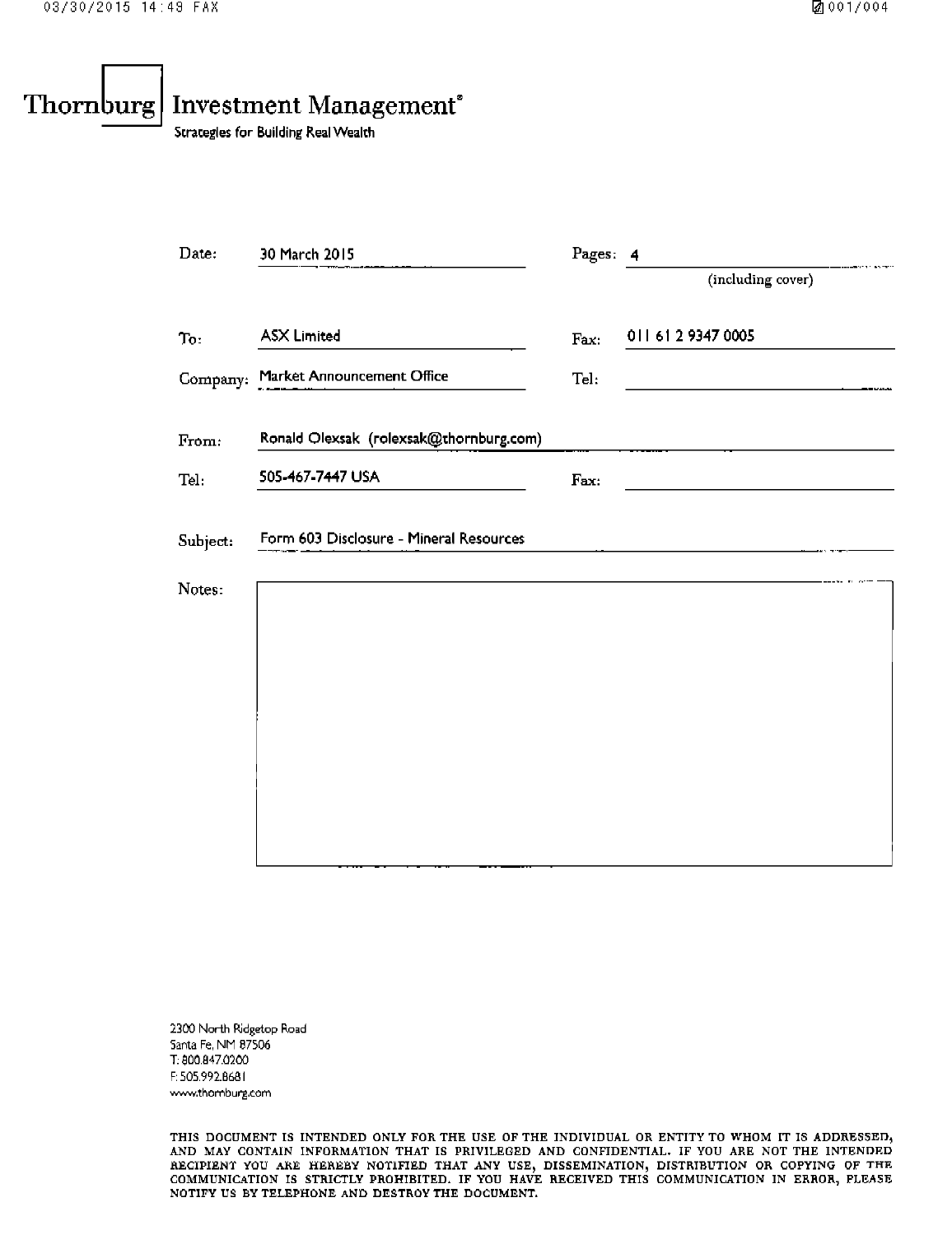# Thornburg Investment Management®

Strategies for Building Real Wealth

| | | | |
|---|---|---|---|
| Date: | 30 March 2015 | Pages: | 4 (including cover) |
| To: | ASX Limited | Fax: | 011 61 2 9347 0005 |
| Company: | Market Announcement Office | Tel: | |
| From: | Ronald Olexsak (rolexsak@thornburg.com) | | |
| Tel: | 505-467-7447 USA | Fax: | |
| Subject: | Form 603 Disclosure - Mineral Resources | | |

Notes:

2300 North Ridgetop Road
Santa Fe, NM 87506
T: 800.847.0200
F: 505.992.8681
www.thornburg.com

THIS DOCUMENT IS INTENDED ONLY FOR THE USE OF THE INDIVIDUAL OR ENTITY TO WHOM IT IS ADDRESSED, AND MAY CONTAIN INFORMATION THAT IS PRIVILEGED AND CONFIDENTIAL. IF YOU ARE NOT THE INTENDED RECIPIENT YOU ARE HEREBY NOTIFIED THAT ANY USE, DISSEMINATION, DISTRIBUTION OR COPYING OF THE COMMUNICATION IS STRICTLY PROHIBITED. IF YOU HAVE RECEIVED THIS COMMUNICATION IN ERROR, PLEASE NOTIFY US BY TELEPHONE AND DESTROY THE DOCUMENT.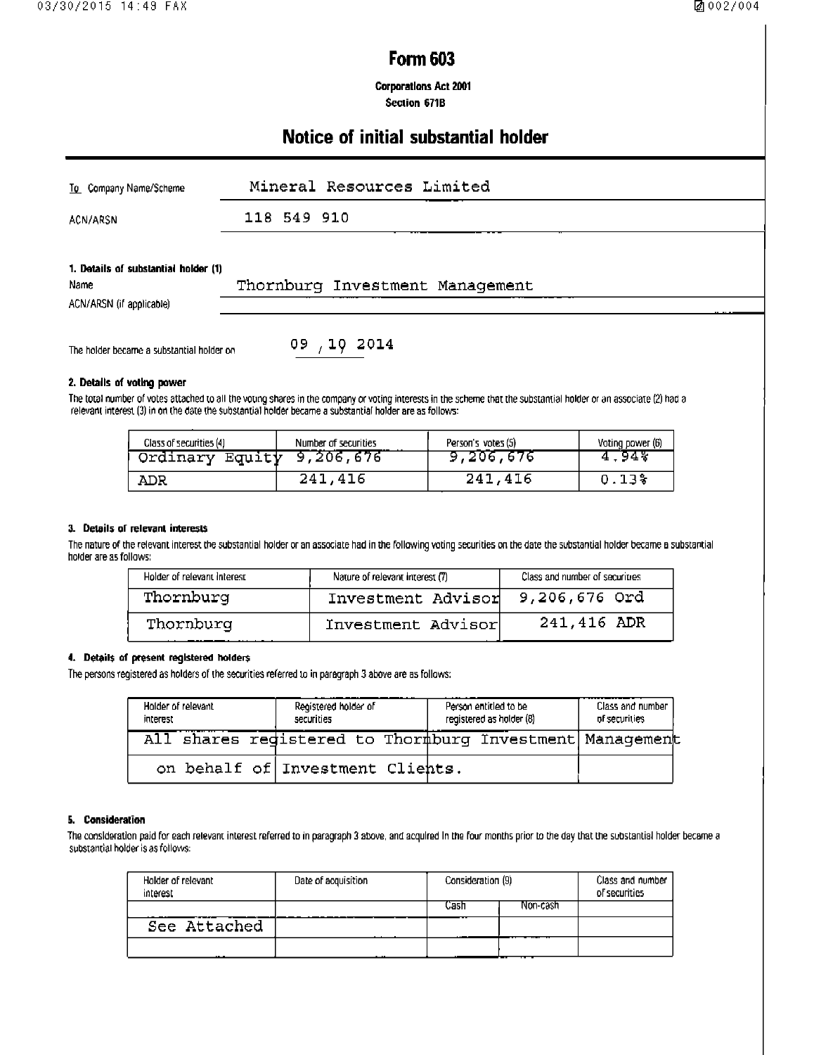# Form 603

**Corporations Act 2001**
**Section 671B**

## Notice of initial substantial holder

| | |
|---|---|
| To Company Name/Scheme | Mineral Resources Limited |
| ACN/ARSN | 118 549 910 |

### 1. Details of substantial holder (1)

| | |
|---|---|
| Name | Thornburg Investment Management |
| ACN/ARSN (if applicable) | |

The holder became a substantial holder on 09 / 10 2014

### 2. Details of voting power

The total number of votes attached to all the voting shares in the company or voting interests in the scheme that the substantial holder or an associate (2) had a relevant interest (3) in on the date the substantial holder became a substantial holder are as follows:

| Class of securities (4) | Number of securities | Person's votes (5) | Voting power (6) |
|---|---|---|---|
| Ordinary Equity | 9,206,676 | 9,206,676 | 4.94% |
| ADR | 241,416 | 241,416 | 0.13% |

### 3. Details of relevant interests

The nature of the relevant interest the substantial holder or an associate had in the following voting securities on the date the substantial holder became a substantial holder are as follows:

| Holder of relevant interest | Nature of relevant interest (7) | Class and number of securities |
|---|---|---|
| Thornburg | Investment Advisor | 9,206,676 Ord |
| Thornburg | Investment Advisor | 241,416 ADR |

### 4. Details of present registered holders

The persons registered as holders of the securities referred to in paragraph 3 above are as follows:

| Holder of relevant interest | Registered holder of securities | Person entitled to be registered as holder (8) | Class and number of securities |
|---|---|---|---|
| All shares registered to Thornburg Investment Management | | | |
| on behalf of Investment Clients. | | | |

### 5. Consideration

The consideration paid for each relevant interest referred to in paragraph 3 above, and acquired in the four months prior to the day that the substantial holder became a substantial holder is as follows:

| Holder of relevant interest | Date of acquisition | Consideration (9) | | Class and number of securities |
|---|---|---|---|---|
| | | Cash | Non-cash | |
| See Attached | | | | |
| | | | | |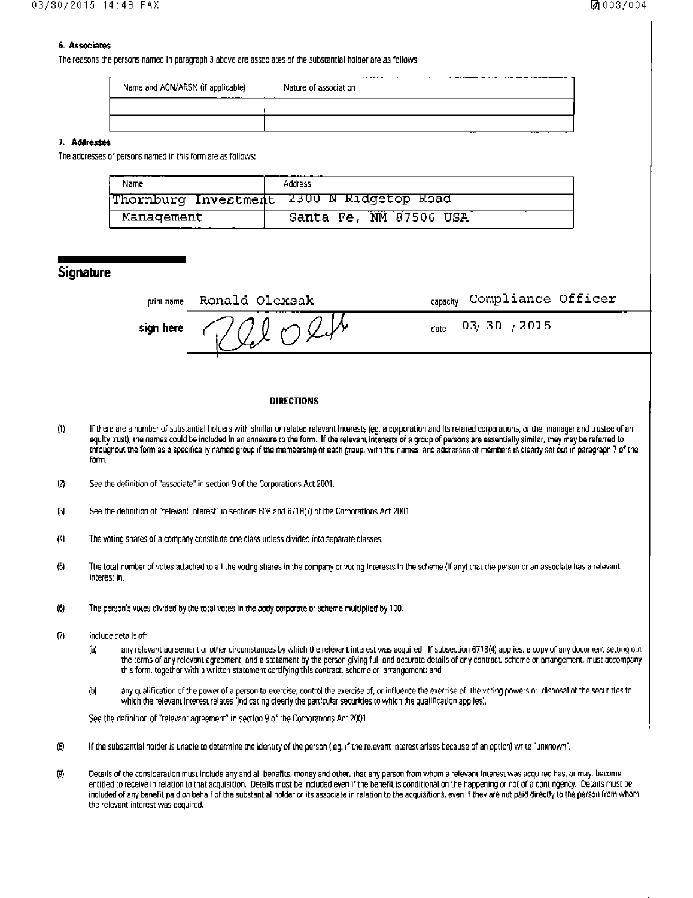#### 6. Associates

The reasons the persons named in paragraph 3 above are associates of the substantial holder are as follows:

| Name and ACN/ARSN (if applicable) | Nature of association |
| --- | --- |
| | |
| | |

#### 7. Addresses

The addresses of persons named in this form are as follows:

| Name | Address |
| --- | --- |
| Thornburg Investment | 2300 N Ridgetop Road |
| Management | Santa Fe, NM 87506 USA |

## Signature

print name Ronald Olexsak capacity Compliance Officer

sign here [signature] date 03/ 30 / 2015

### DIRECTIONS

(1) If there are a number of substantial holders with similar or related relevant interests (eg. a corporation and its related corporations, or the manager and trustee of an equity trust), the names could be included in an annexure to the form. If the relevant interests of a group of persons are essentially similar, they may be referred to throughout the form as a specifically named group if the membership of each group, with the names and addresses of members is clearly set out in paragraph 7 of the form.

(2) See the definition of "associate" in section 9 of the Corporations Act 2001.

(3) See the definition of "relevant interest" in sections 608 and 671B(7) of the Corporations Act 2001.

(4) The voting shares of a company constitute one class unless divided into separate classes.

(5) The total number of votes attached to all the voting shares in the company or voting interests in the scheme (if any) that the person or an associate has a relevant interest in.

(6) The person's votes divided by the total votes in the body corporate or scheme multiplied by 100.

(7) Include details of:

(a) any relevant agreement or other circumstances by which the relevant interest was acquired. If subsection 671B(4) applies, a copy of any document setting out the terms of any relevant agreement, and a statement by the person giving full and accurate details of any contract, scheme or arrangement, must accompany this form, together with a written statement certifying this contract, scheme or arrangement; and

(b) any qualification of the power of a person to exercise, control the exercise of, or influence the exercise of, the voting powers or disposal of the securities to which the relevant interest relates (indicating clearly the particular securities to which the qualification applies).

See the definition of "relevant agreement" in section 9 of the Corporations Act 2001.

(8) If the substantial holder is unable to determine the identity of the person ( eg. if the relevant interest arises because of an option) write "unknown".

(9) Details of the consideration must include any and all benefits, money and other, that any person from whom a relevant interest was acquired has, or may, become entitled to receive in relation to that acquisition. Details must be included even if the benefit is conditional on the happening or not of a contingency. Details must be included of any benefit paid on behalf of the substantial holder or its associate in relation to the acquisitions, even if they are not paid directly to the person from whom the relevant interest was acquired.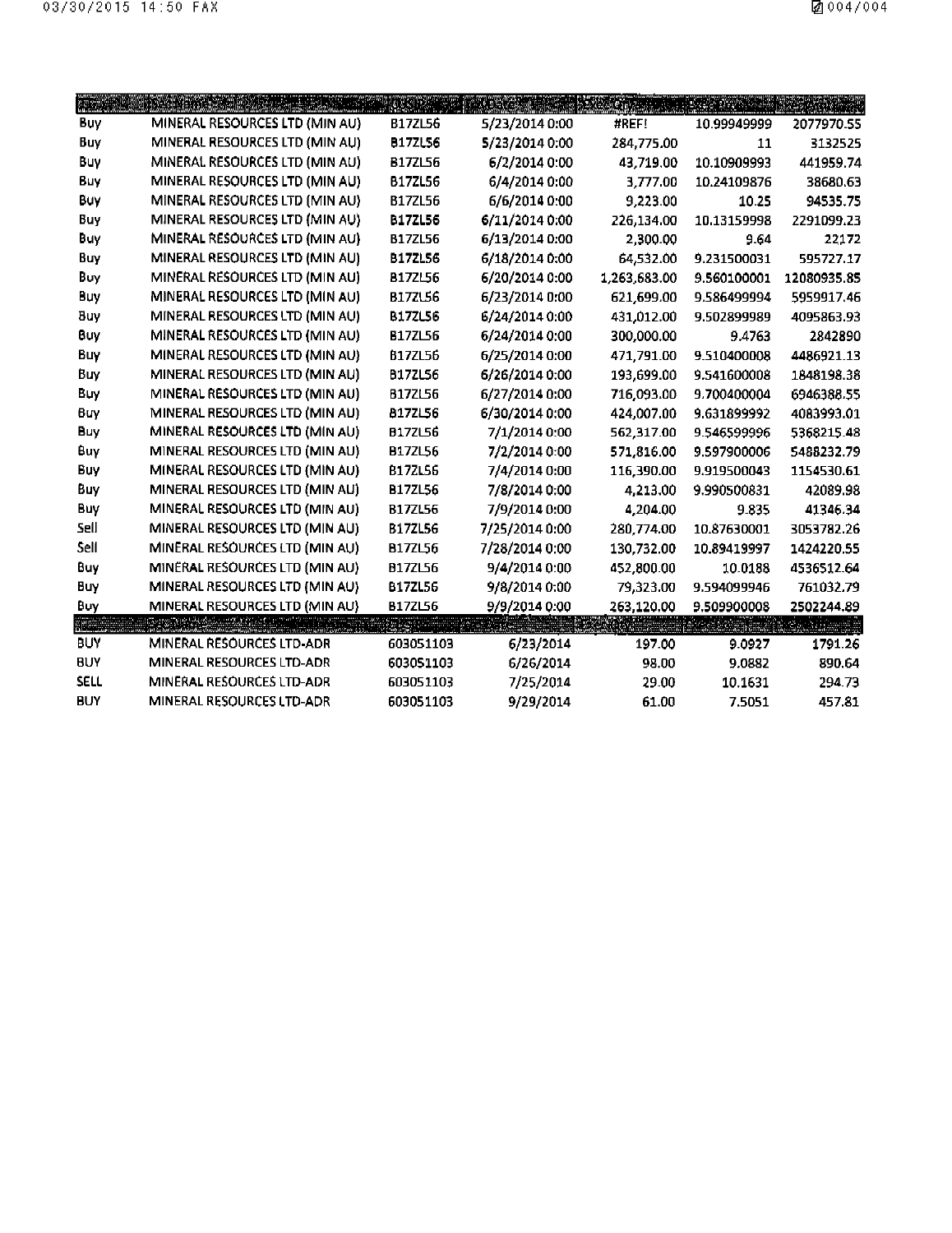| | | | | | | |
|---|---|---|---|---|---|---|
| Buy | MINERAL RESOURCES LTD (MIN AU) | B17ZL56 | 5/23/2014 0:00 | #REF! | 10.99949999 | 2077970.55 |
| Buy | MINERAL RESOURCES LTD (MIN AU) | B17ZL56 | 5/23/2014 0:00 | 284,775.00 | 11 | 3132525 |
| Buy | MINERAL RESOURCES LTD (MIN AU) | B17ZL56 | 6/2/2014 0:00 | 43,719.00 | 10.10909993 | 441959.74 |
| Buy | MINERAL RESOURCES LTD (MIN AU) | B17ZL56 | 6/4/2014 0:00 | 3,777.00 | 10.24109876 | 38680.63 |
| Buy | MINERAL RESOURCES LTD (MIN AU) | B17ZL56 | 6/6/2014 0:00 | 9,223.00 | 10.25 | 94535.75 |
| Buy | MINERAL RESOURCES LTD (MIN AU) | B17ZL56 | 6/11/2014 0:00 | 226,134.00 | 10.13159998 | 2291099.23 |
| Buy | MINERAL RESOURCES LTD (MIN AU) | B17ZL56 | 6/13/2014 0:00 | 2,300.00 | 9.64 | 22172 |
| Buy | MINERAL RESOURCES LTD (MIN AU) | B17ZL56 | 6/18/2014 0:00 | 64,532.00 | 9.231500031 | 595727.17 |
| Buy | MINERAL RESOURCES LTD (MIN AU) | B17ZL56 | 6/20/2014 0:00 | 1,263,683.00 | 9.560100001 | 12080935.85 |
| Buy | MINERAL RESOURCES LTD (MIN AU) | B17ZL56 | 6/23/2014 0:00 | 621,699.00 | 9.586499994 | 5959917.46 |
| Buy | MINERAL RESOURCES LTD (MIN AU) | B17ZL56 | 6/24/2014 0:00 | 431,012.00 | 9.502899989 | 4095863.93 |
| Buy | MINERAL RESOURCES LTD (MIN AU) | B17ZL56 | 6/24/2014 0:00 | 300,000.00 | 9.4763 | 2842890 |
| Buy | MINERAL RESOURCES LTD (MIN AU) | B17ZL56 | 6/25/2014 0:00 | 471,791.00 | 9.510400008 | 4486921.13 |
| Buy | MINERAL RESOURCES LTD (MIN AU) | B17ZL56 | 6/26/2014 0:00 | 193,699.00 | 9.541600008 | 1848198.38 |
| Buy | MINERAL RESOURCES LTD (MIN AU) | B17ZL56 | 6/27/2014 0:00 | 716,093.00 | 9.700400004 | 6946388.55 |
| Buy | MINERAL RESOURCES LTD (MIN AU) | B17ZL56 | 6/30/2014 0:00 | 424,007.00 | 9.631899992 | 4083993.01 |
| Buy | MINERAL RESOURCES LTD (MIN AU) | B17ZL56 | 7/1/2014 0:00 | 562,317.00 | 9.546599996 | 5368215.48 |
| Buy | MINERAL RESOURCES LTD (MIN AU) | B17ZL56 | 7/2/2014 0:00 | 571,816.00 | 9.597900006 | 5488232.79 |
| Buy | MINERAL RESOURCES LTD (MIN AU) | B17ZL56 | 7/4/2014 0:00 | 116,390.00 | 9.919500043 | 1154530.61 |
| Buy | MINERAL RESOURCES LTD (MIN AU) | B17ZL56 | 7/8/2014 0:00 | 4,213.00 | 9.990500831 | 42089.98 |
| Buy | MINERAL RESOURCES LTD (MIN AU) | B17ZL56 | 7/9/2014 0:00 | 4,204.00 | 9.835 | 41346.34 |
| Sell | MINERAL RESOURCES LTD (MIN AU) | B17ZL56 | 7/25/2014 0:00 | 280,774.00 | 10.87630001 | 3053782.26 |
| Sell | MINERAL RESOURCES LTD (MIN AU) | B17ZL56 | 7/28/2014 0:00 | 130,732.00 | 10.89419997 | 1424220.55 |
| Buy | MINERAL RESOURCES LTD (MIN AU) | B17ZL56 | 9/4/2014 0:00 | 452,800.00 | 10.0188 | 4536512.64 |
| Buy | MINERAL RESOURCES LTD (MIN AU) | B17ZL56 | 9/8/2014 0:00 | 79,323.00 | 9.594099946 | 761032.79 |
| Buy | MINERAL RESOURCES LTD (MIN AU) | B17ZL56 | 9/9/2014 0:00 | 263,120.00 | 9.509900008 | 2502244.89 |
| | | | | | | |
| BUY | MINERAL RESOURCES LTD-ADR | 603051103 | 6/23/2014 | 197.00 | 9.0927 | 1791.26 |
| BUY | MINERAL RESOURCES LTD-ADR | 603051103 | 6/26/2014 | 98.00 | 9.0882 | 890.64 |
| SELL | MINERAL RESOURCES LTD-ADR | 603051103 | 7/25/2014 | 29.00 | 10.1631 | 294.73 |
| BUY | MINERAL RESOURCES LTD-ADR | 603051103 | 9/29/2014 | 61.00 | 7.5051 | 457.81 |